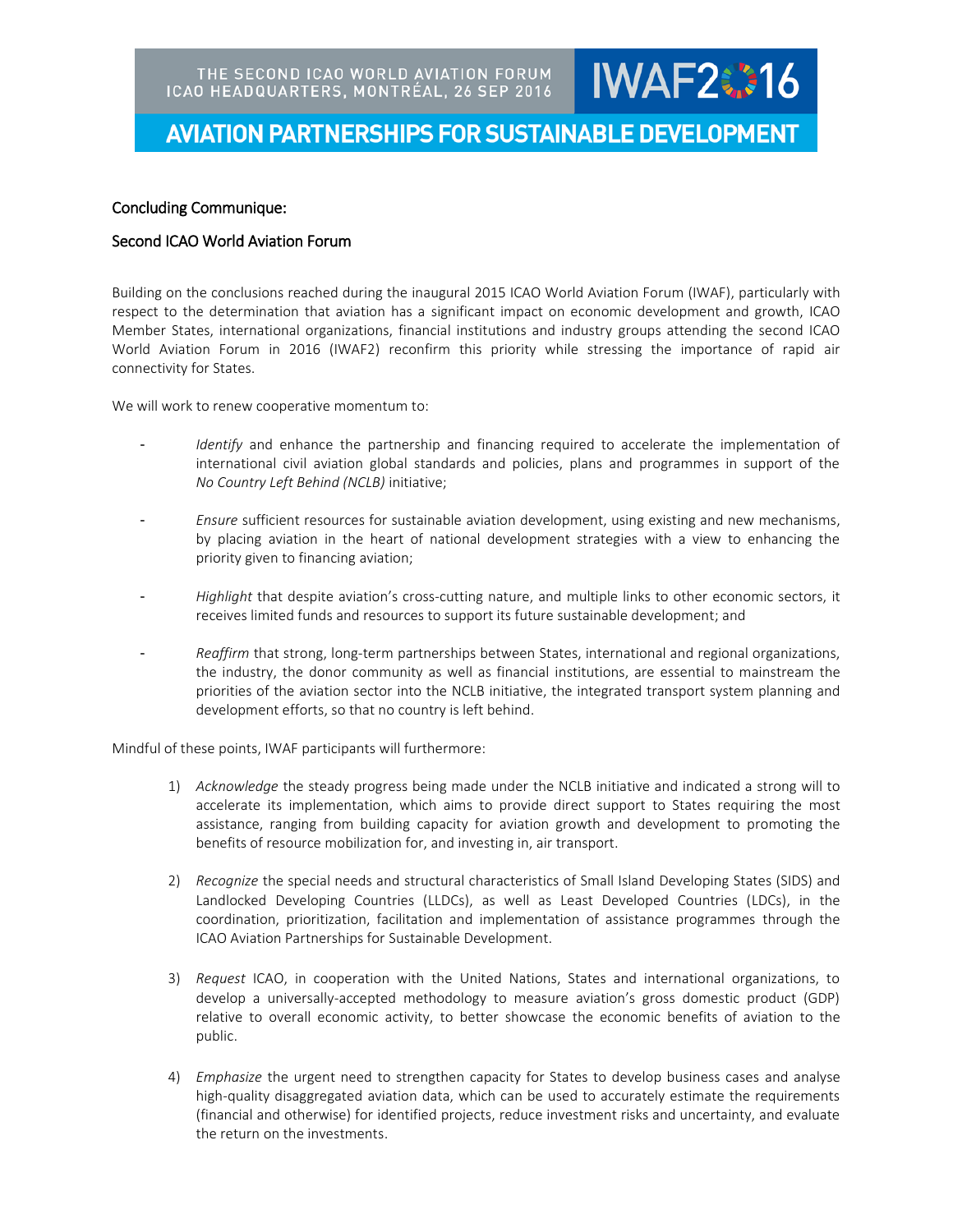THE SECOND ICAO WORLD AVIATION FORUM
ICAO HEADQUARTERS, MONTRÉAL, 26 SEP 2016

IWAF2016

AVIATION PARTNERSHIPS FOR SUSTAINABLE DEVELOPMENT

## Concluding Communique:

## Second ICAO World Aviation Forum

Building on the conclusions reached during the inaugural 2015 ICAO World Aviation Forum (IWAF), particularly with respect to the determination that aviation has a significant impact on economic development and growth, ICAO Member States, international organizations, financial institutions and industry groups attending the second ICAO World Aviation Forum in 2016 (IWAF2) reconfirm this priority while stressing the importance of rapid air connectivity for States.

We will work to renew cooperative momentum to:

- *Identify* and enhance the partnership and financing required to accelerate the implementation of international civil aviation global standards and policies, plans and programmes in support of the *No Country Left Behind (NCLB)* initiative;

- *Ensure* sufficient resources for sustainable aviation development, using existing and new mechanisms, by placing aviation in the heart of national development strategies with a view to enhancing the priority given to financing aviation;

- *Highlight* that despite aviation's cross-cutting nature, and multiple links to other economic sectors, it receives limited funds and resources to support its future sustainable development; and

- *Reaffirm* that strong, long-term partnerships between States, international and regional organizations, the industry, the donor community as well as financial institutions, are essential to mainstream the priorities of the aviation sector into the NCLB initiative, the integrated transport system planning and development efforts, so that no country is left behind.

Mindful of these points, IWAF participants will furthermore:

1) *Acknowledge* the steady progress being made under the NCLB initiative and indicated a strong will to accelerate its implementation, which aims to provide direct support to States requiring the most assistance, ranging from building capacity for aviation growth and development to promoting the benefits of resource mobilization for, and investing in, air transport.

2) *Recognize* the special needs and structural characteristics of Small Island Developing States (SIDS) and Landlocked Developing Countries (LLDCs), as well as Least Developed Countries (LDCs), in the coordination, prioritization, facilitation and implementation of assistance programmes through the ICAO Aviation Partnerships for Sustainable Development.

3) *Request* ICAO, in cooperation with the United Nations, States and international organizations, to develop a universally-accepted methodology to measure aviation's gross domestic product (GDP) relative to overall economic activity, to better showcase the economic benefits of aviation to the public.

4) *Emphasize* the urgent need to strengthen capacity for States to develop business cases and analyse high-quality disaggregated aviation data, which can be used to accurately estimate the requirements (financial and otherwise) for identified projects, reduce investment risks and uncertainty, and evaluate the return on the investments.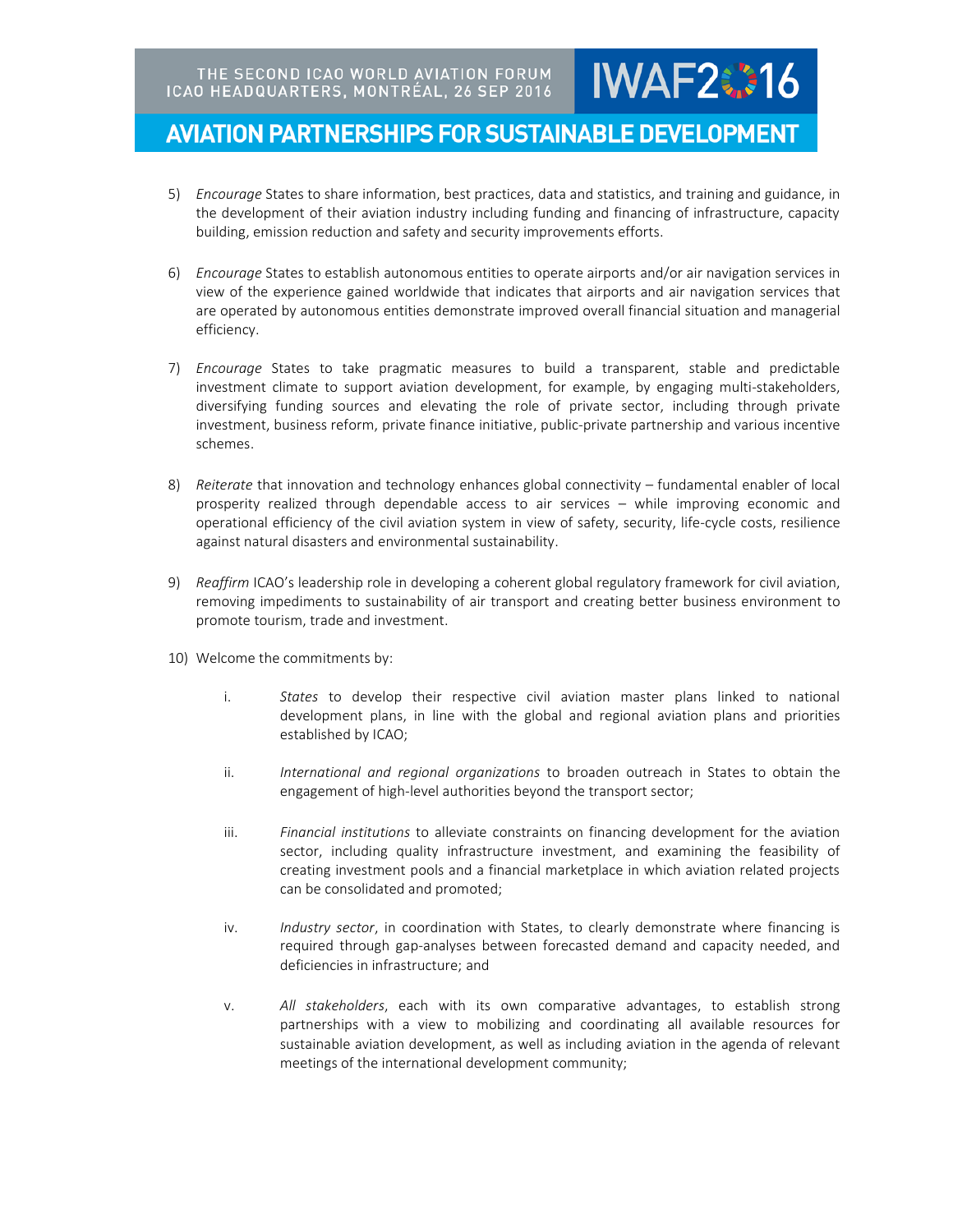5) *Encourage* States to share information, best practices, data and statistics, and training and guidance, in the development of their aviation industry including funding and financing of infrastructure, capacity building, emission reduction and safety and security improvements efforts.

6) *Encourage* States to establish autonomous entities to operate airports and/or air navigation services in view of the experience gained worldwide that indicates that airports and air navigation services that are operated by autonomous entities demonstrate improved overall financial situation and managerial efficiency.

7) *Encourage* States to take pragmatic measures to build a transparent, stable and predictable investment climate to support aviation development, for example, by engaging multi-stakeholders, diversifying funding sources and elevating the role of private sector, including through private investment, business reform, private finance initiative, public-private partnership and various incentive schemes.

8) *Reiterate* that innovation and technology enhances global connectivity – fundamental enabler of local prosperity realized through dependable access to air services – while improving economic and operational efficiency of the civil aviation system in view of safety, security, life-cycle costs, resilience against natural disasters and environmental sustainability.

9) *Reaffirm* ICAO's leadership role in developing a coherent global regulatory framework for civil aviation, removing impediments to sustainability of air transport and creating better business environment to promote tourism, trade and investment.

10) Welcome the commitments by:

    i. *States* to develop their respective civil aviation master plans linked to national development plans, in line with the global and regional aviation plans and priorities established by ICAO;

    ii. *International and regional organizations* to broaden outreach in States to obtain the engagement of high-level authorities beyond the transport sector;

    iii. *Financial institutions* to alleviate constraints on financing development for the aviation sector, including quality infrastructure investment, and examining the feasibility of creating investment pools and a financial marketplace in which aviation related projects can be consolidated and promoted;

    iv. *Industry sector*, in coordination with States, to clearly demonstrate where financing is required through gap-analyses between forecasted demand and capacity needed, and deficiencies in infrastructure; and

    v. *All stakeholders*, each with its own comparative advantages, to establish strong partnerships with a view to mobilizing and coordinating all available resources for sustainable aviation development, as well as including aviation in the agenda of relevant meetings of the international development community;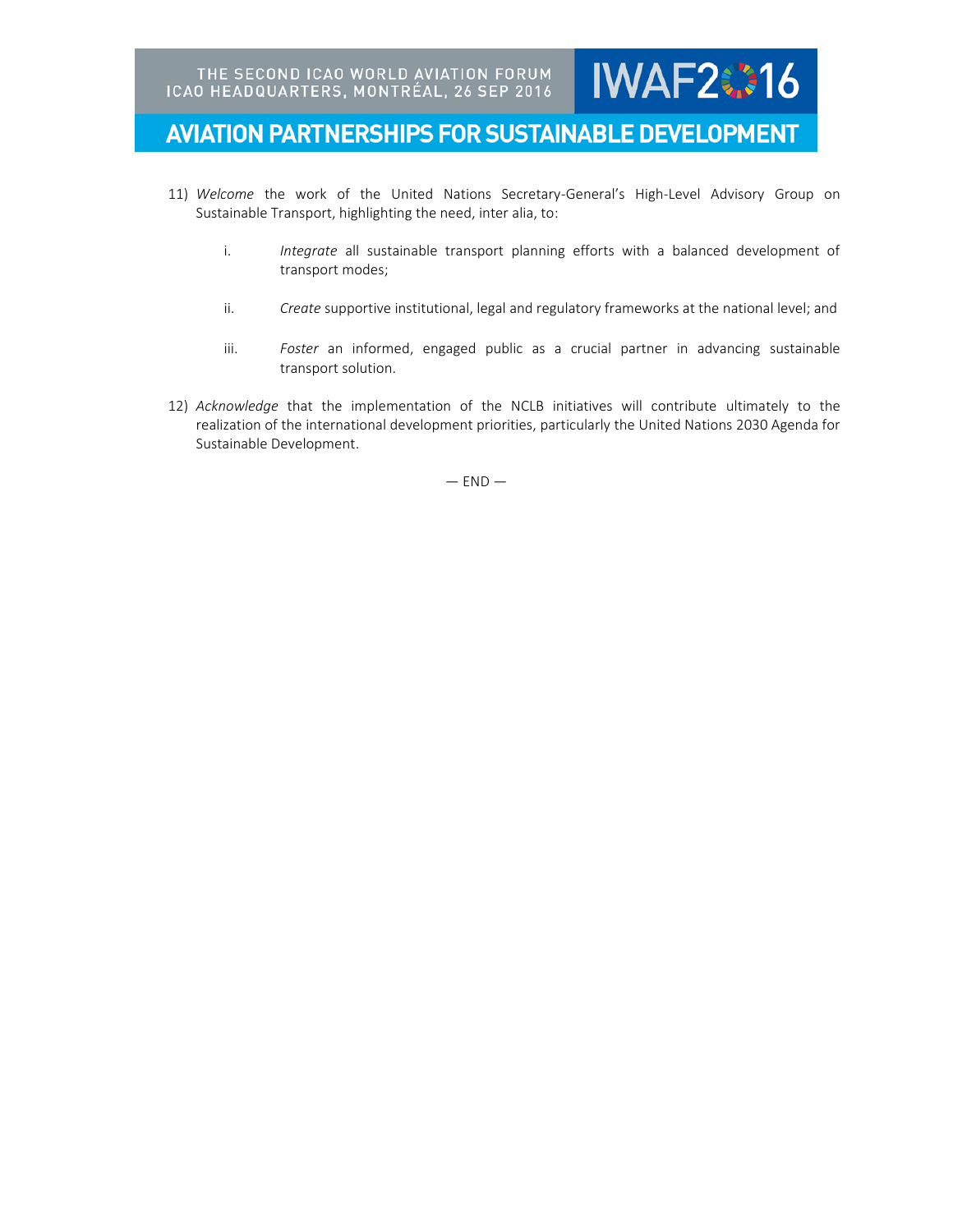11) *Welcome* the work of the United Nations Secretary-General's High-Level Advisory Group on Sustainable Transport, highlighting the need, inter alia, to:

    i. *Integrate* all sustainable transport planning efforts with a balanced development of transport modes;

    ii. *Create* supportive institutional, legal and regulatory frameworks at the national level; and

    iii. *Foster* an informed, engaged public as a crucial partner in advancing sustainable transport solution.

12) *Acknowledge* that the implementation of the NCLB initiatives will contribute ultimately to the realization of the international development priorities, particularly the United Nations 2030 Agenda for Sustainable Development.

— END —